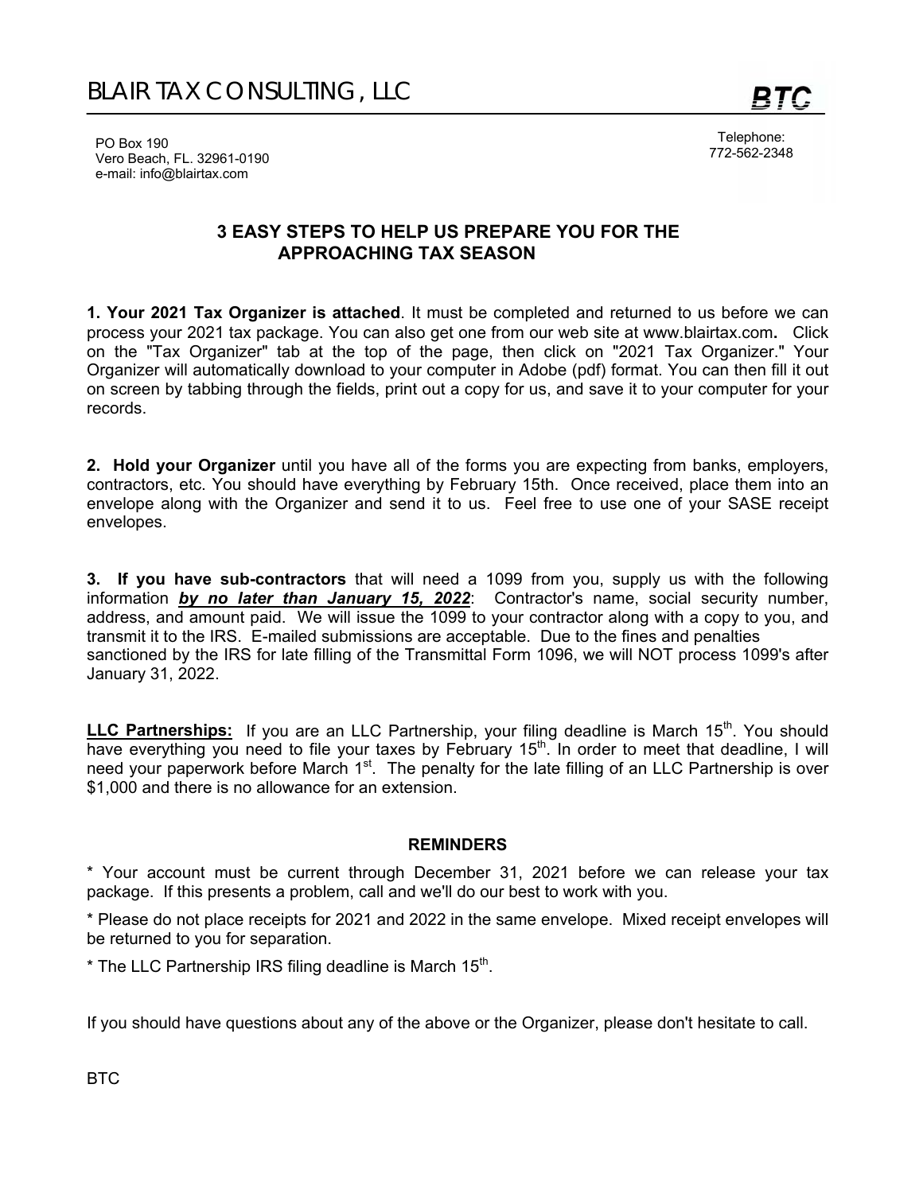# BLAIR TAX CONSULTING, LLC

**BTC**

PO Box 190
Vero Beach, FL. 32961-0190
e-mail: info@blairtax.com

Telephone:
772-562-2348

## 3 EASY STEPS TO HELP US PREPARE YOU FOR THE APPROACHING TAX SEASON

**1. Your 2021 Tax Organizer is attached**. It must be completed and returned to us before we can process your 2021 tax package. You can also get one from our web site at www.blairtax.com**.** Click on the "Tax Organizer" tab at the top of the page, then click on "2021 Tax Organizer." Your Organizer will automatically download to your computer in Adobe (pdf) format. You can then fill it out on screen by tabbing through the fields, print out a copy for us, and save it to your computer for your records.

**2. Hold your Organizer** until you have all of the forms you are expecting from banks, employers, contractors, etc. You should have everything by February 15th. Once received, place them into an envelope along with the Organizer and send it to us. Feel free to use one of your SASE receipt envelopes.

**3. If you have sub-contractors** that will need a 1099 from you, supply us with the following information ***by no later than January 15, 2022***: Contractor's name, social security number, address, and amount paid. We will issue the 1099 to your contractor along with a copy to you, and transmit it to the IRS. E-mailed submissions are acceptable. Due to the fines and penalties sanctioned by the IRS for late filling of the Transmittal Form 1096, we will NOT process 1099's after January 31, 2022.

**LLC Partnerships:** If you are an LLC Partnership, your filing deadline is March 15th. You should have everything you need to file your taxes by February 15th. In order to meet that deadline, I will need your paperwork before March 1st. The penalty for the late filling of an LLC Partnership is over $1,000 and there is no allowance for an extension.

### REMINDERS

* Your account must be current through December 31, 2021 before we can release your tax package. If this presents a problem, call and we'll do our best to work with you.

* Please do not place receipts for 2021 and 2022 in the same envelope. Mixed receipt envelopes will be returned to you for separation.

* The LLC Partnership IRS filing deadline is March 15th.

If you should have questions about any of the above or the Organizer, please don't hesitate to call.

BTC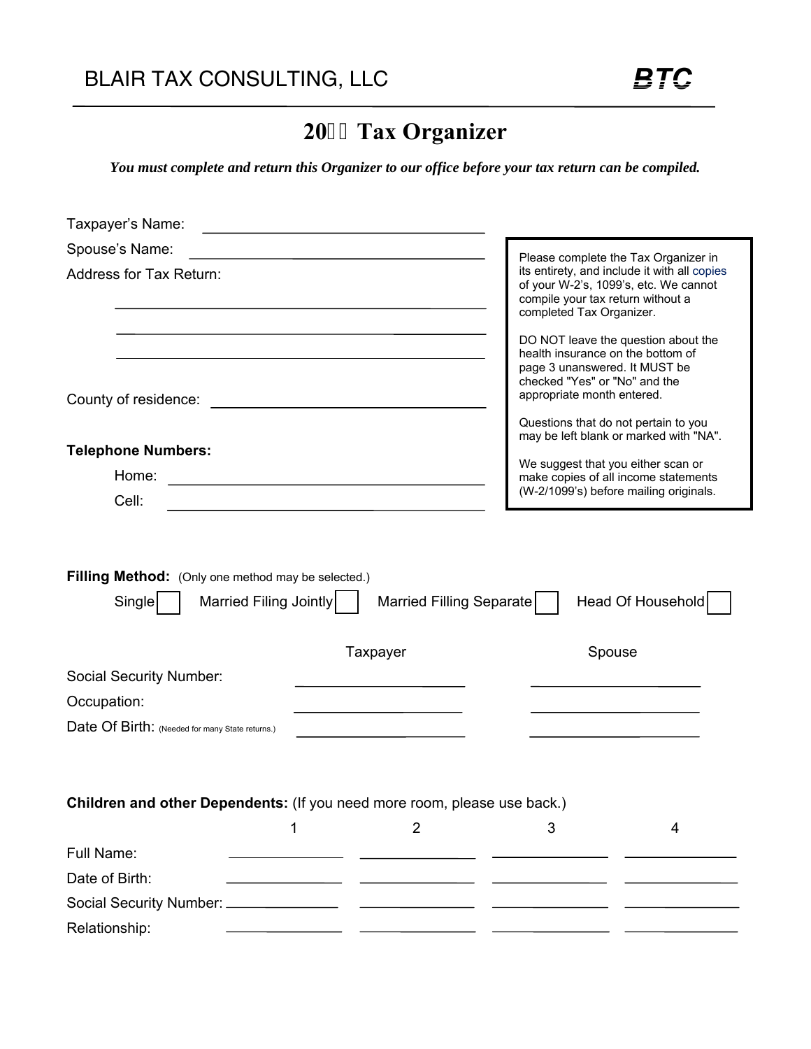# BLAIR TAX CONSULTING, LLC

**BTC**

## 20   Tax Organizer

***You must complete and return this Organizer to our office before your tax return can be compiled.***

Taxpayer's Name: ______________________________

Spouse's Name: ______________________________

Address for Tax Return:

______________________________

______________________________

______________________________

County of residence: ______________________________

**Telephone Numbers:**

Home: ______________________________

Cell: ______________________________

> Please complete the Tax Organizer in its entirety, and include it with all copies of your W-2's, 1099's, etc. We cannot compile your tax return without a completed Tax Organizer.
>
> DO NOT leave the question about the health insurance on the bottom of page 3 unanswered. It MUST be checked "Yes" or "No" and the appropriate month entered.
>
> Questions that do not pertain to you may be left blank or marked with "NA".
>
> We suggest that you either scan or make copies of all income statements (W-2/1099's) before mailing originals.

**Filling Method:** (Only one method may be selected.)

Single ☐   Married Filing Jointly ☐   Married Filling Separate ☐   Head Of Household ☐

| | Taxpayer | Spouse |
|---|---|---|
| Social Security Number: | | |
| Occupation: | | |
| Date Of Birth: (Needed for many State returns.) | | |

**Children and other Dependents:** (If you need more room, please use back.)

| | 1 | 2 | 3 | 4 |
|---|---|---|---|---|
| Full Name: | | | | |
| Date of Birth: | | | | |
| Social Security Number: | | | | |
| Relationship: | | | | |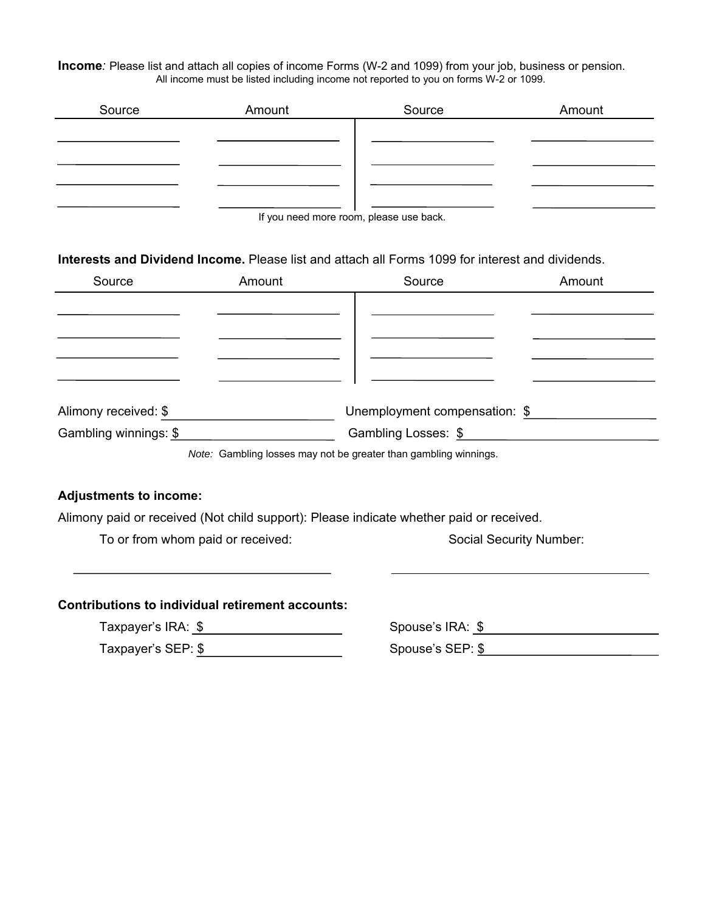**Income**: Please list and attach all copies of income Forms (W-2 and 1099) from your job, business or pension.
All income must be listed including income not reported to you on forms W-2 or 1099.

| Source | Amount | Source | Amount |
|---|---|---|---|
| | | | |
| | | | |
| | | | |
| | | | |

If you need more room, please use back.

**Interests and Dividend Income.** Please list and attach all Forms 1099 for interest and dividends.

| Source | Amount | Source | Amount |
|---|---|---|---|
| | | | |
| | | | |
| | | | |
| | | | |

Alimony received: $ ____________________ Unemployment compensation: $ ____________________

Gambling winnings: $ ____________________ Gambling Losses: $ ____________________

*Note:* Gambling losses may not be greater than gambling winnings.

**Adjustments to income:**

Alimony paid or received (Not child support): Please indicate whether paid or received.

To or from whom paid or received: ____________________ Social Security Number: ____________________

**Contributions to individual retirement accounts:**

Taxpayer's IRA: $ ____________________ Spouse's IRA: $ ____________________

Taxpayer's SEP: $ ____________________ Spouse's SEP: $ ____________________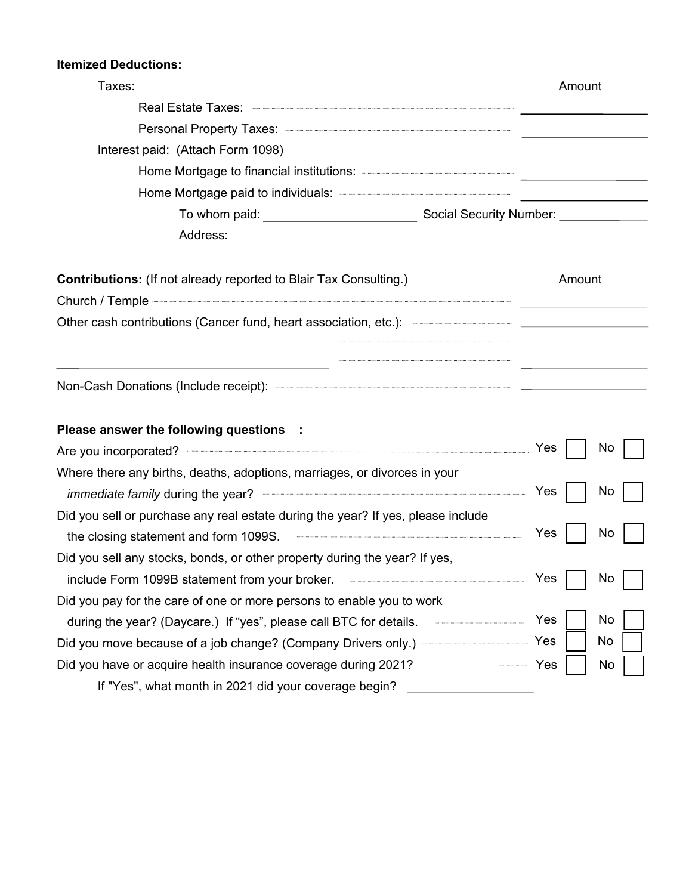**Itemized Deductions:**

Taxes: Amount

Real Estate Taxes: ____________

Personal Property Taxes: ____________

Interest paid: (Attach Form 1098)

Home Mortgage to financial institutions: ____________

Home Mortgage paid to individuals: ____________

To whom paid: ____________ Social Security Number: ____________

Address: ____________

**Contributions:** (If not already reported to Blair Tax Consulting.) Amount

Church / Temple ____________

Other cash contributions (Cancer fund, heart association, etc.): ____________

____________ ____________

____________ ____________

Non-Cash Donations (Include receipt): ____________

**Please answer the following questions :**

| Question | Yes | No |
|---|---|---|
| Are you incorporated? | ☐ | ☐ |
| Where there any births, deaths, adoptions, marriages, or divorces in your *immediate family* during the year? | ☐ | ☐ |
| Did you sell or purchase any real estate during the year? If yes, please include the closing statement and form 1099S. | ☐ | ☐ |
| Did you sell any stocks, bonds, or other property during the year? If yes, include Form 1099B statement from your broker. | ☐ | ☐ |
| Did you pay for the care of one or more persons to enable you to work during the year? (Daycare.) If "yes", please call BTC for details. | ☐ | ☐ |
| Did you move because of a job change? (Company Drivers only.) | ☐ | ☐ |
| Did you have or acquire health insurance coverage during 2021? | ☐ | ☐ |

If "Yes", what month in 2021 did your coverage begin? ____________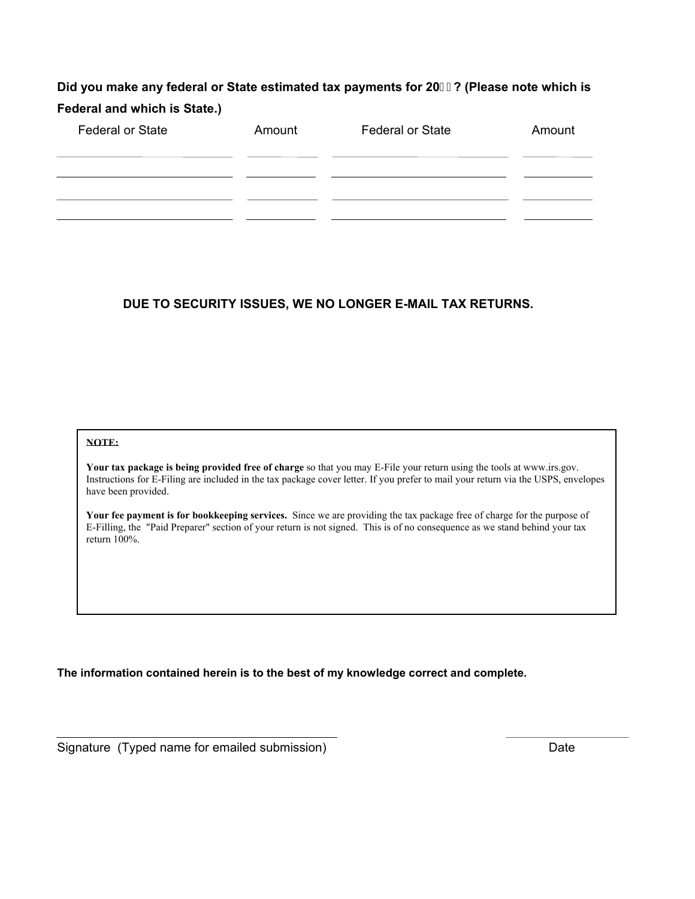**Did you make any federal or State estimated tax payments for 20  ? (Please note which is Federal and which is State.)**

| Federal or State | Amount | Federal or State | Amount |
| --- | --- | --- | --- |
| | | | |
| | | | |
| | | | |
| | | | |

**DUE TO SECURITY ISSUES, WE NO LONGER E-MAIL TAX RETURNS.**

> **NOTE:**
>
> **Your tax package is being provided free of charge** so that you may E-File your return using the tools at www.irs.gov. Instructions for E-Filing are included in the tax package cover letter. If you prefer to mail your return via the USPS, envelopes have been provided.
>
> **Your fee payment is for bookkeeping services.** Since we are providing the tax package free of charge for the purpose of E-Filling, the "Paid Preparer" section of your return is not signed. This is of no consequence as we stand behind your tax return 100%.

**The information contained herein is to the best of my knowledge correct and complete.**

\_\_\_\_\_\_\_\_\_\_\_\_\_\_\_\_\_\_\_\_\_\_\_\_\_\_\_\_\_\_\_\_\_\_\_\_\_\_\_\_ \_\_\_\_\_\_\_\_\_\_\_\_\_\_\_\_\_\_\_\_

Signature (Typed name for emailed submission) Date